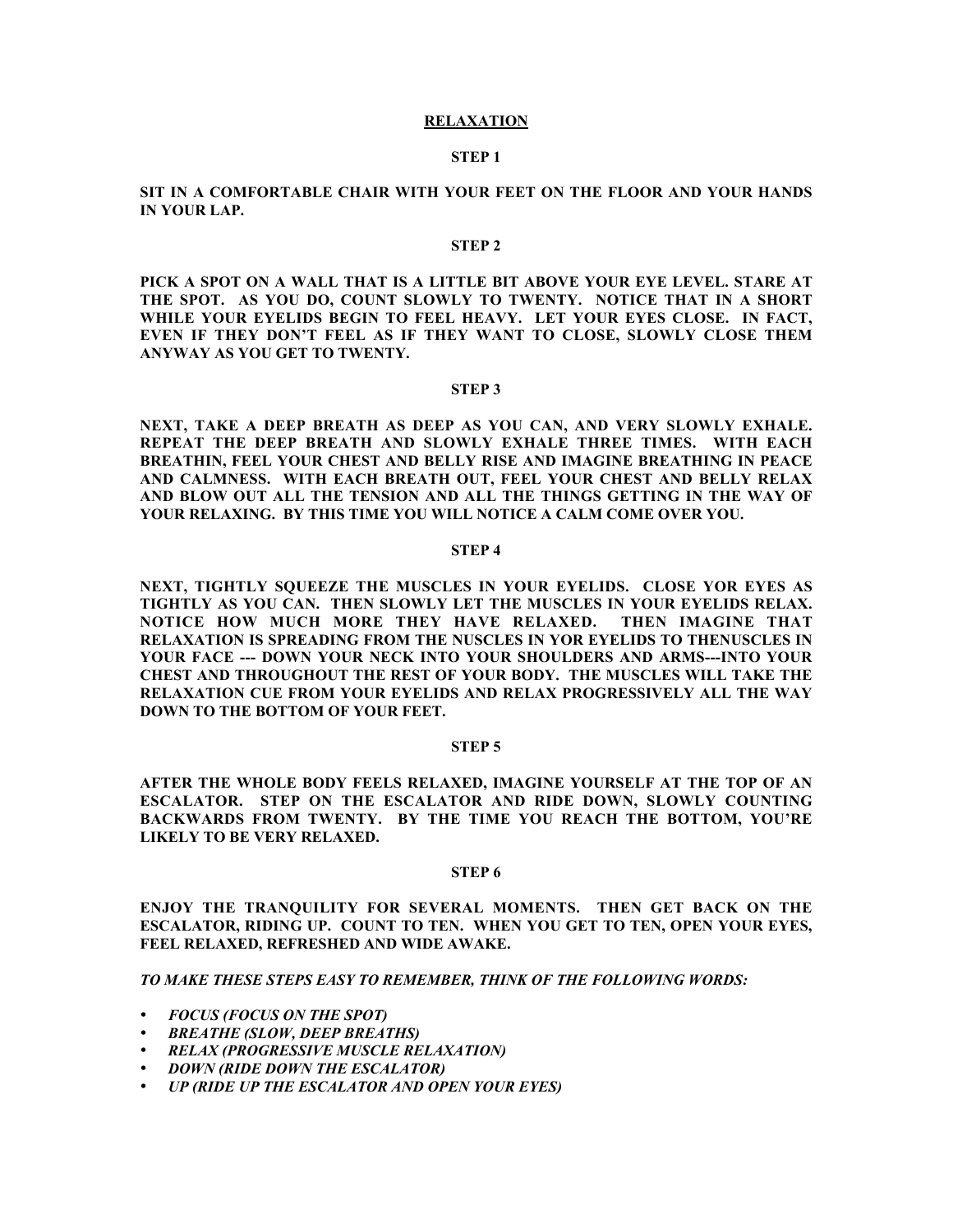# RELAXATION

## STEP 1

**SIT IN A COMFORTABLE CHAIR WITH YOUR FEET ON THE FLOOR AND YOUR HANDS IN YOUR LAP.**

## STEP 2

**PICK A SPOT ON A WALL THAT IS A LITTLE BIT ABOVE YOUR EYE LEVEL. STARE AT THE SPOT. AS YOU DO, COUNT SLOWLY TO TWENTY. NOTICE THAT IN A SHORT WHILE YOUR EYELIDS BEGIN TO FEEL HEAVY. LET YOUR EYES CLOSE. IN FACT, EVEN IF THEY DON'T FEEL AS IF THEY WANT TO CLOSE, SLOWLY CLOSE THEM ANYWAY AS YOU GET TO TWENTY.**

## STEP 3

**NEXT, TAKE A DEEP BREATH AS DEEP AS YOU CAN, AND VERY SLOWLY EXHALE. REPEAT THE DEEP BREATH AND SLOWLY EXHALE THREE TIMES. WITH EACH BREATHIN, FEEL YOUR CHEST AND BELLY RISE AND IMAGINE BREATHING IN PEACE AND CALMNESS. WITH EACH BREATH OUT, FEEL YOUR CHEST AND BELLY RELAX AND BLOW OUT ALL THE TENSION AND ALL THE THINGS GETTING IN THE WAY OF YOUR RELAXING. BY THIS TIME YOU WILL NOTICE A CALM COME OVER YOU.**

## STEP 4

**NEXT, TIGHTLY SQUEEZE THE MUSCLES IN YOUR EYELIDS. CLOSE YOR EYES AS TIGHTLY AS YOU CAN. THEN SLOWLY LET THE MUSCLES IN YOUR EYELIDS RELAX. NOTICE HOW MUCH MORE THEY HAVE RELAXED. THEN IMAGINE THAT RELAXATION IS SPREADING FROM THE NUSCLES IN YOR EYELIDS TO THENUSCLES IN YOUR FACE --- DOWN YOUR NECK INTO YOUR SHOULDERS AND ARMS---INTO YOUR CHEST AND THROUGHOUT THE REST OF YOUR BODY. THE MUSCLES WILL TAKE THE RELAXATION CUE FROM YOUR EYELIDS AND RELAX PROGRESSIVELY ALL THE WAY DOWN TO THE BOTTOM OF YOUR FEET.**

## STEP 5

**AFTER THE WHOLE BODY FEELS RELAXED, IMAGINE YOURSELF AT THE TOP OF AN ESCALATOR. STEP ON THE ESCALATOR AND RIDE DOWN, SLOWLY COUNTING BACKWARDS FROM TWENTY. BY THE TIME YOU REACH THE BOTTOM, YOU'RE LIKELY TO BE VERY RELAXED.**

## STEP 6

**ENJOY THE TRANQUILITY FOR SEVERAL MOMENTS. THEN GET BACK ON THE ESCALATOR, RIDING UP. COUNT TO TEN. WHEN YOU GET TO TEN, OPEN YOUR EYES, FEEL RELAXED, REFRESHED AND WIDE AWAKE.**

***TO MAKE THESE STEPS EASY TO REMEMBER, THINK OF THE FOLLOWING WORDS:***

- ***FOCUS (FOCUS ON THE SPOT)***
- ***BREATHE (SLOW, DEEP BREATHS)***
- ***RELAX (PROGRESSIVE MUSCLE RELAXATION)***
- ***DOWN (RIDE DOWN THE ESCALATOR)***
- ***UP (RIDE UP THE ESCALATOR AND OPEN YOUR EYES)***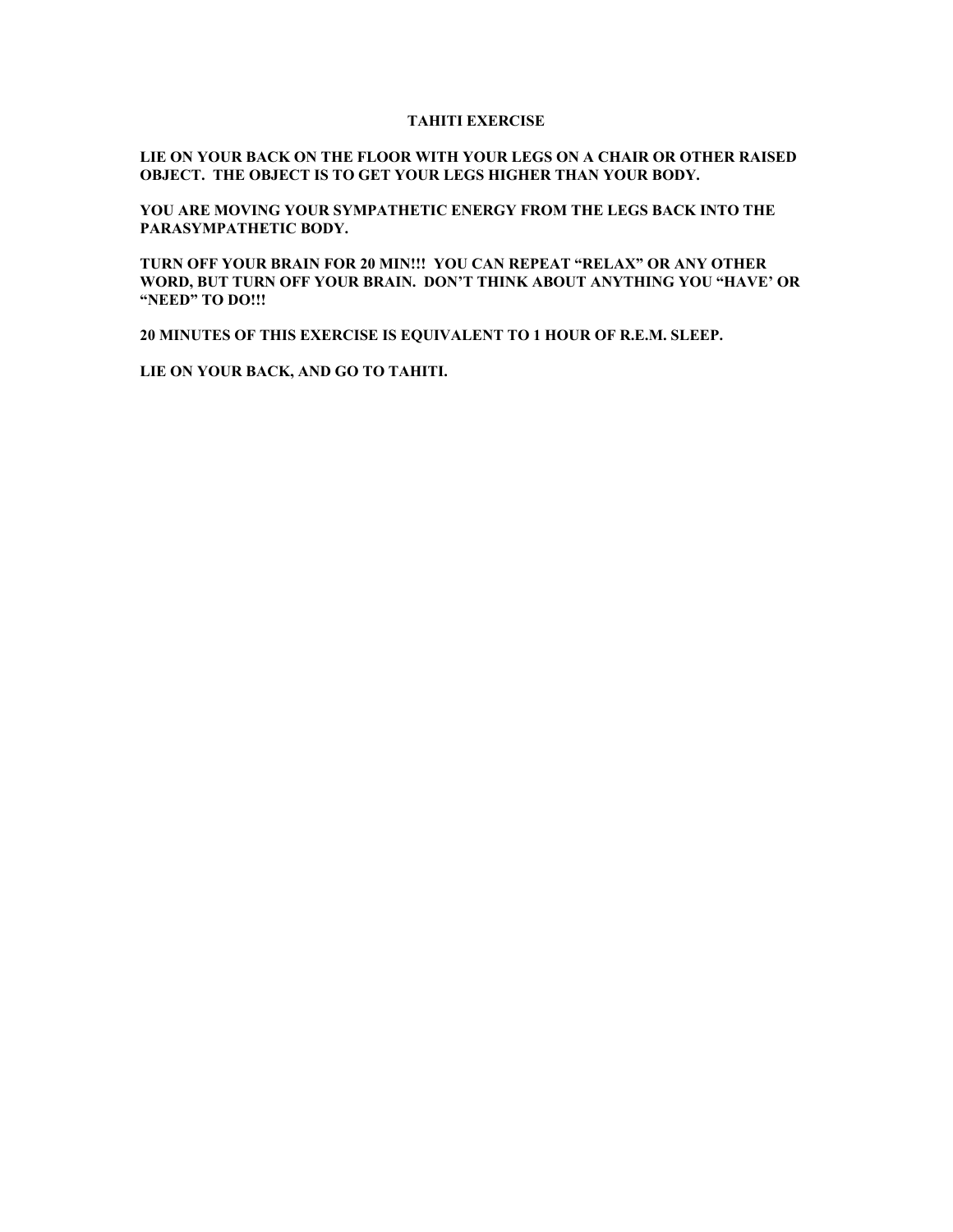# TAHITI EXERCISE

**LIE ON YOUR BACK ON THE FLOOR WITH YOUR LEGS ON A CHAIR OR OTHER RAISED OBJECT. THE OBJECT IS TO GET YOUR LEGS HIGHER THAN YOUR BODY.**

**YOU ARE MOVING YOUR SYMPATHETIC ENERGY FROM THE LEGS BACK INTO THE PARASYMPATHETIC BODY.**

**TURN OFF YOUR BRAIN FOR 20 MIN!!! YOU CAN REPEAT "RELAX" OR ANY OTHER WORD, BUT TURN OFF YOUR BRAIN. DON'T THINK ABOUT ANYTHING YOU "HAVE' OR "NEED" TO DO!!!**

**20 MINUTES OF THIS EXERCISE IS EQUIVALENT TO 1 HOUR OF R.E.M. SLEEP.**

**LIE ON YOUR BACK, AND GO TO TAHITI.**